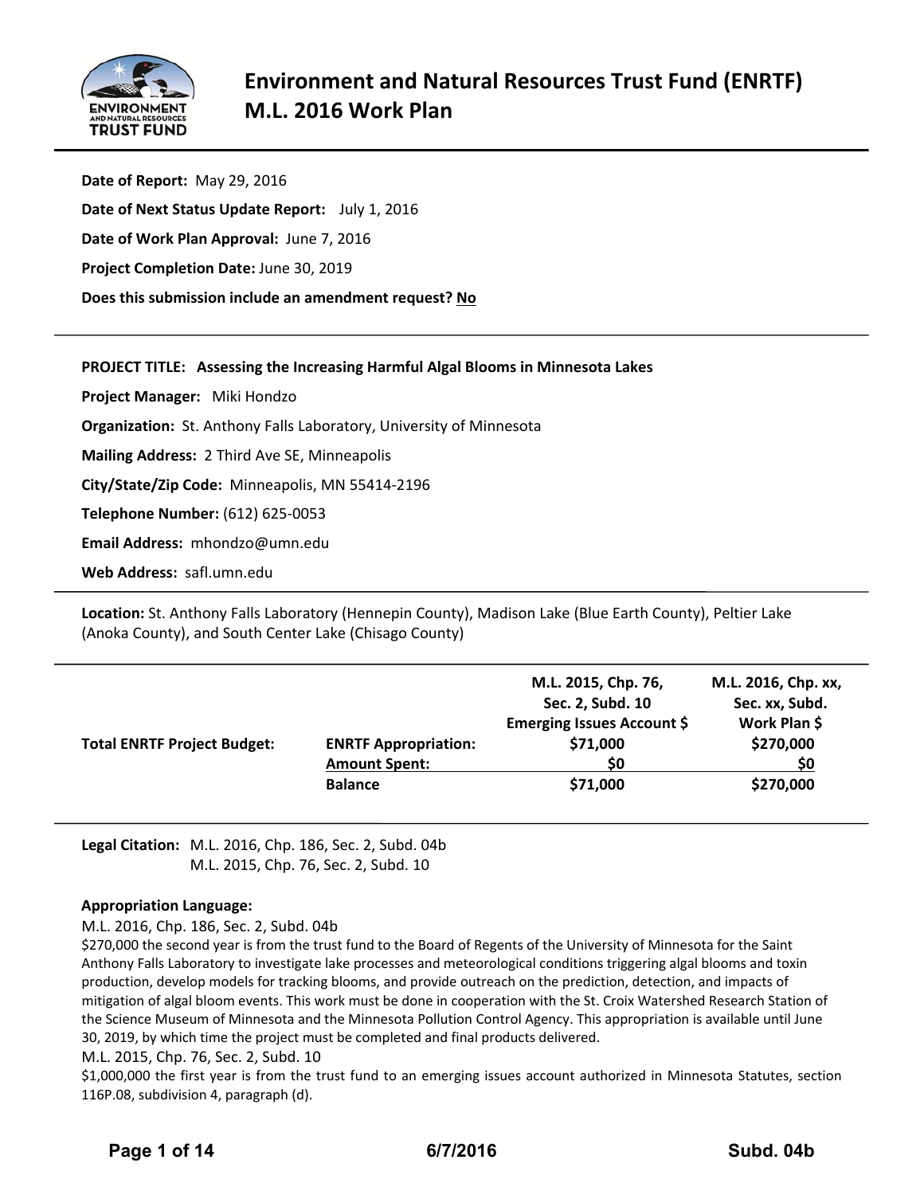# Environment and Natural Resources Trust Fund (ENRTF) M.L. 2016 Work Plan

**Date of Report:** May 29, 2016

**Date of Next Status Update Report:** July 1, 2016

**Date of Work Plan Approval:** June 7, 2016

**Project Completion Date:** June 30, 2019

**Does this submission include an amendment request?** **No**

---

**PROJECT TITLE: Assessing the Increasing Harmful Algal Blooms in Minnesota Lakes**

**Project Manager:** Miki Hondzo

**Organization:** St. Anthony Falls Laboratory, University of Minnesota

**Mailing Address:** 2 Third Ave SE, Minneapolis

**City/State/Zip Code:** Minneapolis, MN 55414-2196

**Telephone Number:** (612) 625-0053

**Email Address:** mhondzo@umn.edu

**Web Address:** safl.umn.edu

---

**Location:** St. Anthony Falls Laboratory (Hennepin County), Madison Lake (Blue Earth County), Peltier Lake (Anoka County), and South Center Lake (Chisago County)

| | | M.L. 2015, Chp. 76, Sec. 2, Subd. 10 Emerging Issues Account $ | M.L. 2016, Chp. xx, Sec. xx, Subd. Work Plan $ |
|---|---|---|---|
| **Total ENRTF Project Budget:** | **ENRTF Appropriation:** | **$71,000** | **$270,000** |
| | **Amount Spent:** | **$0** | **$0** |
| | **Balance** | **$71,000** | **$270,000** |

---

**Legal Citation:** M.L. 2016, Chp. 186, Sec. 2, Subd. 04b
M.L. 2015, Chp. 76, Sec. 2, Subd. 10

**Appropriation Language:**

M.L. 2016, Chp. 186, Sec. 2, Subd. 04b

$270,000 the second year is from the trust fund to the Board of Regents of the University of Minnesota for the Saint Anthony Falls Laboratory to investigate lake processes and meteorological conditions triggering algal blooms and toxin production, develop models for tracking blooms, and provide outreach on the prediction, detection, and impacts of mitigation of algal bloom events. This work must be done in cooperation with the St. Croix Watershed Research Station of the Science Museum of Minnesota and the Minnesota Pollution Control Agency. This appropriation is available until June 30, 2019, by which time the project must be completed and final products delivered.

M.L. 2015, Chp. 76, Sec. 2, Subd. 10

$1,000,000 the first year is from the trust fund to an emerging issues account authorized in Minnesota Statutes, section 116P.08, subdivision 4, paragraph (d).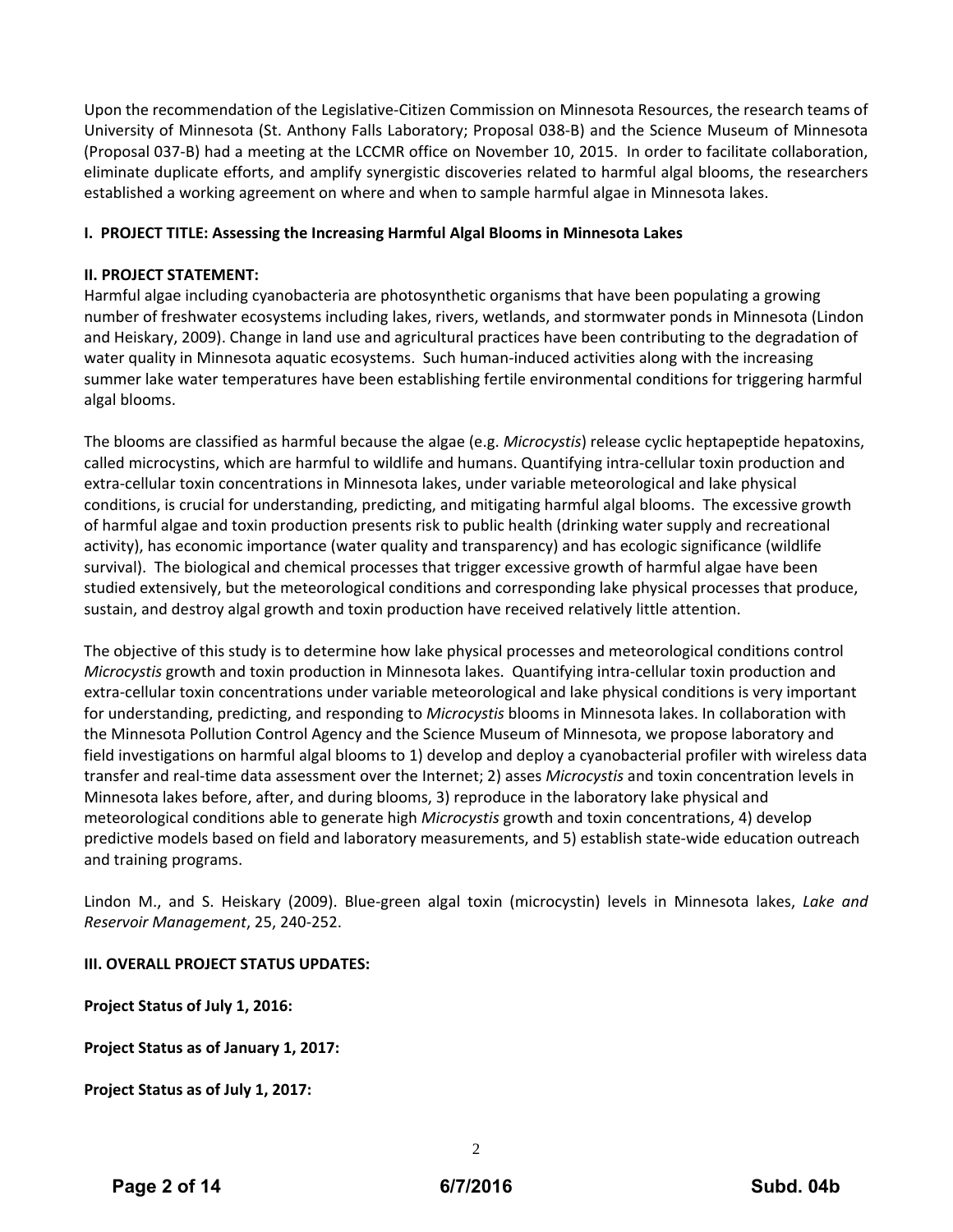Upon the recommendation of the Legislative-Citizen Commission on Minnesota Resources, the research teams of University of Minnesota (St. Anthony Falls Laboratory; Proposal 038-B) and the Science Museum of Minnesota (Proposal 037-B) had a meeting at the LCCMR office on November 10, 2015. In order to facilitate collaboration, eliminate duplicate efforts, and amplify synergistic discoveries related to harmful algal blooms, the researchers established a working agreement on where and when to sample harmful algae in Minnesota lakes.

**I. PROJECT TITLE: Assessing the Increasing Harmful Algal Blooms in Minnesota Lakes**

**II. PROJECT STATEMENT:**

Harmful algae including cyanobacteria are photosynthetic organisms that have been populating a growing number of freshwater ecosystems including lakes, rivers, wetlands, and stormwater ponds in Minnesota (Lindon and Heiskary, 2009). Change in land use and agricultural practices have been contributing to the degradation of water quality in Minnesota aquatic ecosystems. Such human-induced activities along with the increasing summer lake water temperatures have been establishing fertile environmental conditions for triggering harmful algal blooms.

The blooms are classified as harmful because the algae (e.g. *Microcystis*) release cyclic heptapeptide hepatoxins, called microcystins, which are harmful to wildlife and humans. Quantifying intra-cellular toxin production and extra-cellular toxin concentrations in Minnesota lakes, under variable meteorological and lake physical conditions, is crucial for understanding, predicting, and mitigating harmful algal blooms. The excessive growth of harmful algae and toxin production presents risk to public health (drinking water supply and recreational activity), has economic importance (water quality and transparency) and has ecologic significance (wildlife survival). The biological and chemical processes that trigger excessive growth of harmful algae have been studied extensively, but the meteorological conditions and corresponding lake physical processes that produce, sustain, and destroy algal growth and toxin production have received relatively little attention.

The objective of this study is to determine how lake physical processes and meteorological conditions control *Microcystis* growth and toxin production in Minnesota lakes. Quantifying intra-cellular toxin production and extra-cellular toxin concentrations under variable meteorological and lake physical conditions is very important for understanding, predicting, and responding to *Microcystis* blooms in Minnesota lakes. In collaboration with the Minnesota Pollution Control Agency and the Science Museum of Minnesota, we propose laboratory and field investigations on harmful algal blooms to 1) develop and deploy a cyanobacterial profiler with wireless data transfer and real-time data assessment over the Internet; 2) asses *Microcystis* and toxin concentration levels in Minnesota lakes before, after, and during blooms, 3) reproduce in the laboratory lake physical and meteorological conditions able to generate high *Microcystis* growth and toxin concentrations, 4) develop predictive models based on field and laboratory measurements, and 5) establish state-wide education outreach and training programs.

Lindon M., and S. Heiskary (2009). Blue-green algal toxin (microcystin) levels in Minnesota lakes, *Lake and Reservoir Management*, 25, 240-252.

**III. OVERALL PROJECT STATUS UPDATES:**

**Project Status of July 1, 2016:**

**Project Status as of January 1, 2017:**

**Project Status as of July 1, 2017:**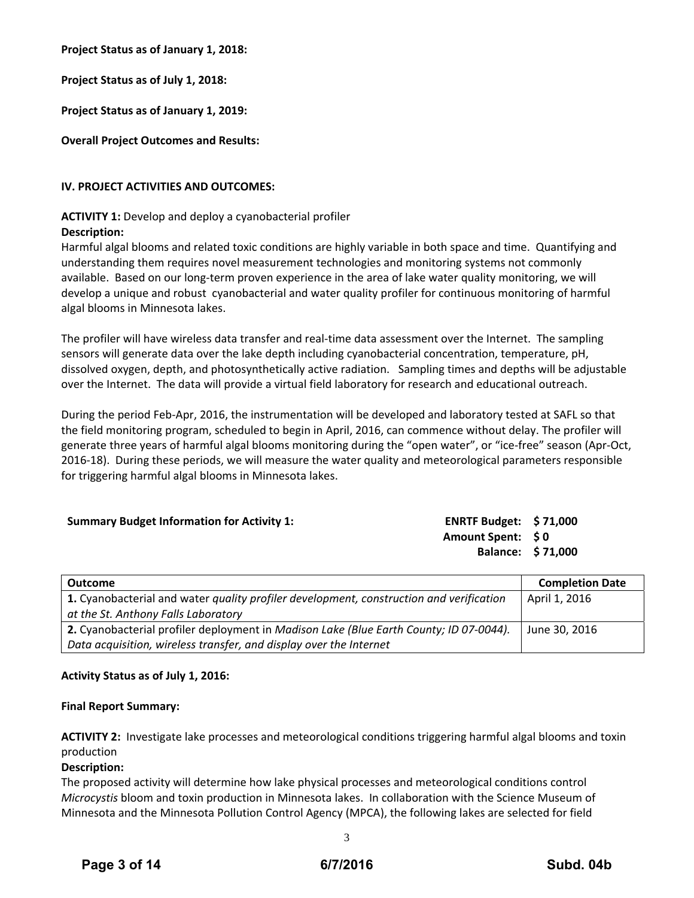**Project Status as of January 1, 2018:**

**Project Status as of July 1, 2018:**

**Project Status as of January 1, 2019:**

**Overall Project Outcomes and Results:**

**IV. PROJECT ACTIVITIES AND OUTCOMES:**

**ACTIVITY 1:** Develop and deploy a cyanobacterial profiler

**Description:**

Harmful algal blooms and related toxic conditions are highly variable in both space and time. Quantifying and understanding them requires novel measurement technologies and monitoring systems not commonly available. Based on our long-term proven experience in the area of lake water quality monitoring, we will develop a unique and robust cyanobacterial and water quality profiler for continuous monitoring of harmful algal blooms in Minnesota lakes.

The profiler will have wireless data transfer and real-time data assessment over the Internet. The sampling sensors will generate data over the lake depth including cyanobacterial concentration, temperature, pH, dissolved oxygen, depth, and photosynthetically active radiation. Sampling times and depths will be adjustable over the Internet. The data will provide a virtual field laboratory for research and educational outreach.

During the period Feb-Apr, 2016, the instrumentation will be developed and laboratory tested at SAFL so that the field monitoring program, scheduled to begin in April, 2016, can commence without delay. The profiler will generate three years of harmful algal blooms monitoring during the "open water", or "ice-free" season (Apr-Oct, 2016-18). During these periods, we will measure the water quality and meteorological parameters responsible for triggering harmful algal blooms in Minnesota lakes.

**Summary Budget Information for Activity 1:**

**ENRTF Budget: $ 71,000**
**Amount Spent: $ 0**
**Balance: $ 71,000**

| Outcome | Completion Date |
|---|---|
| **1.** Cyanobacterial and water *quality profiler development, construction and verification at the St. Anthony Falls Laboratory* | April 1, 2016 |
| **2.** Cyanobacterial profiler deployment in *Madison Lake (Blue Earth County; ID 07-0044). Data acquisition, wireless transfer, and display over the Internet* | June 30, 2016 |

**Activity Status as of July 1, 2016:**

**Final Report Summary:**

**ACTIVITY 2:** Investigate lake processes and meteorological conditions triggering harmful algal blooms and toxin production

**Description:**

The proposed activity will determine how lake physical processes and meteorological conditions control *Microcystis* bloom and toxin production in Minnesota lakes. In collaboration with the Science Museum of Minnesota and the Minnesota Pollution Control Agency (MPCA), the following lakes are selected for field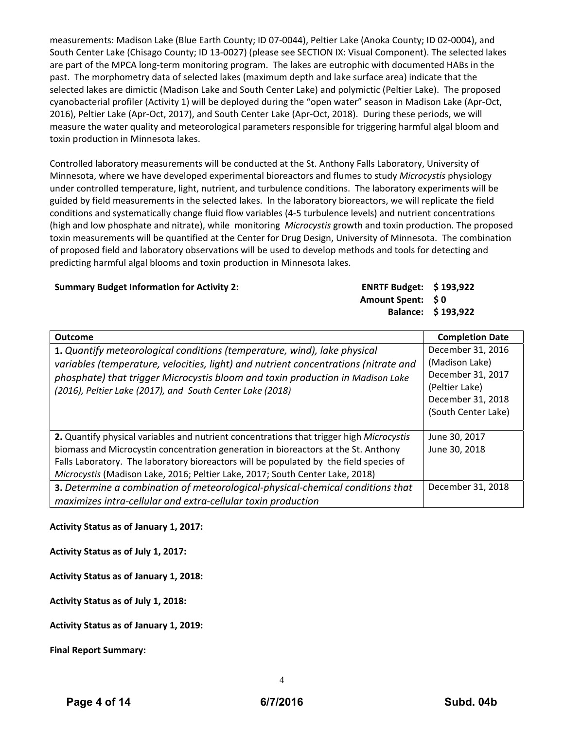measurements: Madison Lake (Blue Earth County; ID 07-0044), Peltier Lake (Anoka County; ID 02-0004), and South Center Lake (Chisago County; ID 13-0027) (please see SECTION IX: Visual Component). The selected lakes are part of the MPCA long-term monitoring program. The lakes are eutrophic with documented HABs in the past. The morphometry data of selected lakes (maximum depth and lake surface area) indicate that the selected lakes are dimictic (Madison Lake and South Center Lake) and polymictic (Peltier Lake). The proposed cyanobacterial profiler (Activity 1) will be deployed during the "open water" season in Madison Lake (Apr-Oct, 2016), Peltier Lake (Apr-Oct, 2017), and South Center Lake (Apr-Oct, 2018). During these periods, we will measure the water quality and meteorological parameters responsible for triggering harmful algal bloom and toxin production in Minnesota lakes.

Controlled laboratory measurements will be conducted at the St. Anthony Falls Laboratory, University of Minnesota, where we have developed experimental bioreactors and flumes to study *Microcystis* physiology under controlled temperature, light, nutrient, and turbulence conditions. The laboratory experiments will be guided by field measurements in the selected lakes. In the laboratory bioreactors, we will replicate the field conditions and systematically change fluid flow variables (4-5 turbulence levels) and nutrient concentrations (high and low phosphate and nitrate), while monitoring *Microcystis* growth and toxin production. The proposed toxin measurements will be quantified at the Center for Drug Design, University of Minnesota. The combination of proposed field and laboratory observations will be used to develop methods and tools for detecting and predicting harmful algal blooms and toxin production in Minnesota lakes.

**Summary Budget Information for Activity 2:**

**ENRTF Budget: $ 193,922**
**Amount Spent: $ 0**
**Balance: $ 193,922**

| Outcome | Completion Date |
|---|---|
| **1.** *Quantify meteorological conditions (temperature, wind), lake physical variables (temperature, velocities, light) and nutrient concentrations (nitrate and phosphate) that trigger Microcystis bloom and toxin production in Madison Lake (2016), Peltier Lake (2017), and South Center Lake (2018)* | December 31, 2016 (Madison Lake) December 31, 2017 (Peltier Lake) December 31, 2018 (South Center Lake) |
| **2.** Quantify physical variables and nutrient concentrations that trigger high *Microcystis* biomass and Microcystin concentration generation in bioreactors at the St. Anthony Falls Laboratory. The laboratory bioreactors will be populated by the field species of *Microcystis* (Madison Lake, 2016; Peltier Lake, 2017; South Center Lake, 2018) | June 30, 2017 June 30, 2018 |
| **3.** *Determine a combination of meteorological-physical-chemical conditions that maximizes intra-cellular and extra-cellular toxin production* | December 31, 2018 |

**Activity Status as of January 1, 2017:**

**Activity Status as of July 1, 2017:**

**Activity Status as of January 1, 2018:**

**Activity Status as of July 1, 2018:**

**Activity Status as of January 1, 2019:**

**Final Report Summary:**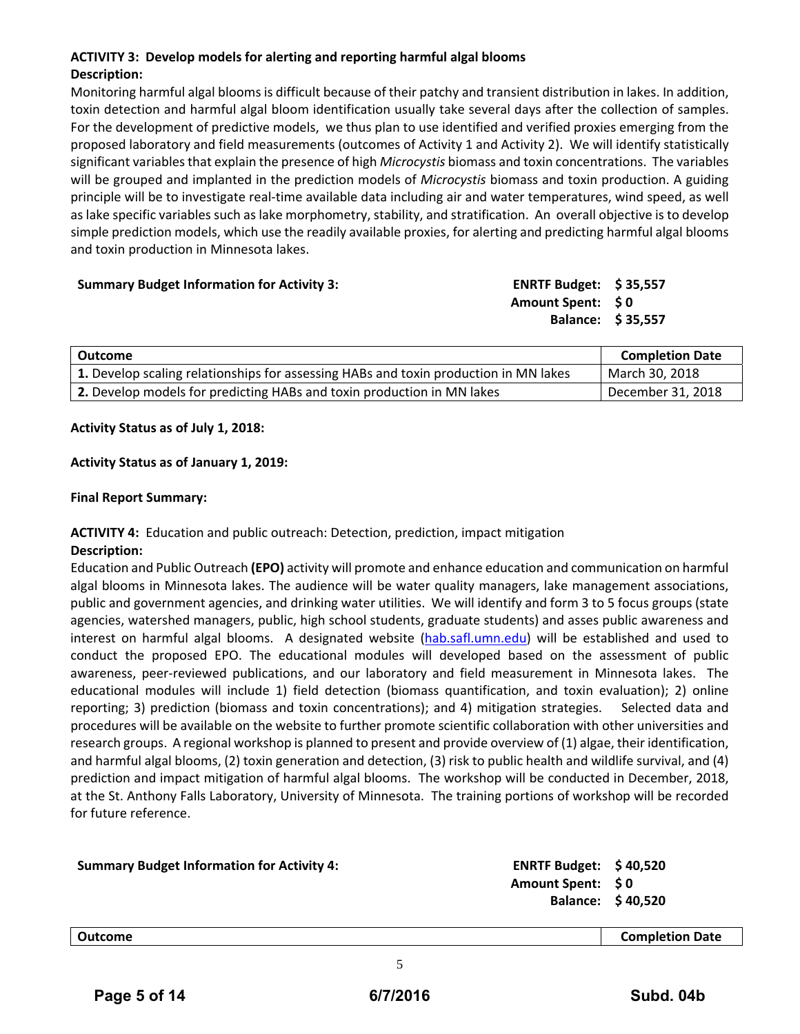**ACTIVITY 3: Develop models for alerting and reporting harmful algal blooms**

**Description:**

Monitoring harmful algal blooms is difficult because of their patchy and transient distribution in lakes. In addition, toxin detection and harmful algal bloom identification usually take several days after the collection of samples. For the development of predictive models, we thus plan to use identified and verified proxies emerging from the proposed laboratory and field measurements (outcomes of Activity 1 and Activity 2). We will identify statistically significant variables that explain the presence of high *Microcystis* biomass and toxin concentrations. The variables will be grouped and implanted in the prediction models of *Microcystis* biomass and toxin production. A guiding principle will be to investigate real-time available data including air and water temperatures, wind speed, as well as lake specific variables such as lake morphometry, stability, and stratification. An overall objective is to develop simple prediction models, which use the readily available proxies, for alerting and predicting harmful algal blooms and toxin production in Minnesota lakes.

**Summary Budget Information for Activity 3:**

**ENRTF Budget: $ 35,557**
**Amount Spent: $ 0**
**Balance: $ 35,557**

| Outcome | Completion Date |
|---|---|
| **1.** Develop scaling relationships for assessing HABs and toxin production in MN lakes | March 30, 2018 |
| **2.** Develop models for predicting HABs and toxin production in MN lakes | December 31, 2018 |

**Activity Status as of July 1, 2018:**

**Activity Status as of January 1, 2019:**

**Final Report Summary:**

**ACTIVITY 4:** Education and public outreach: Detection, prediction, impact mitigation

**Description:**

Education and Public Outreach **(EPO)** activity will promote and enhance education and communication on harmful algal blooms in Minnesota lakes. The audience will be water quality managers, lake management associations, public and government agencies, and drinking water utilities. We will identify and form 3 to 5 focus groups (state agencies, watershed managers, public, high school students, graduate students) and asses public awareness and interest on harmful algal blooms. A designated website (hab.safl.umn.edu) will be established and used to conduct the proposed EPO. The educational modules will developed based on the assessment of public awareness, peer-reviewed publications, and our laboratory and field measurement in Minnesota lakes. The educational modules will include 1) field detection (biomass quantification, and toxin evaluation); 2) online reporting; 3) prediction (biomass and toxin concentrations); and 4) mitigation strategies. Selected data and procedures will be available on the website to further promote scientific collaboration with other universities and research groups. A regional workshop is planned to present and provide overview of (1) algae, their identification, and harmful algal blooms, (2) toxin generation and detection, (3) risk to public health and wildlife survival, and (4) prediction and impact mitigation of harmful algal blooms. The workshop will be conducted in December, 2018, at the St. Anthony Falls Laboratory, University of Minnesota. The training portions of workshop will be recorded for future reference.

**Summary Budget Information for Activity 4:**

**ENRTF Budget: $ 40,520**
**Amount Spent: $ 0**
**Balance: $ 40,520**

| Outcome | Completion Date |
|---|---|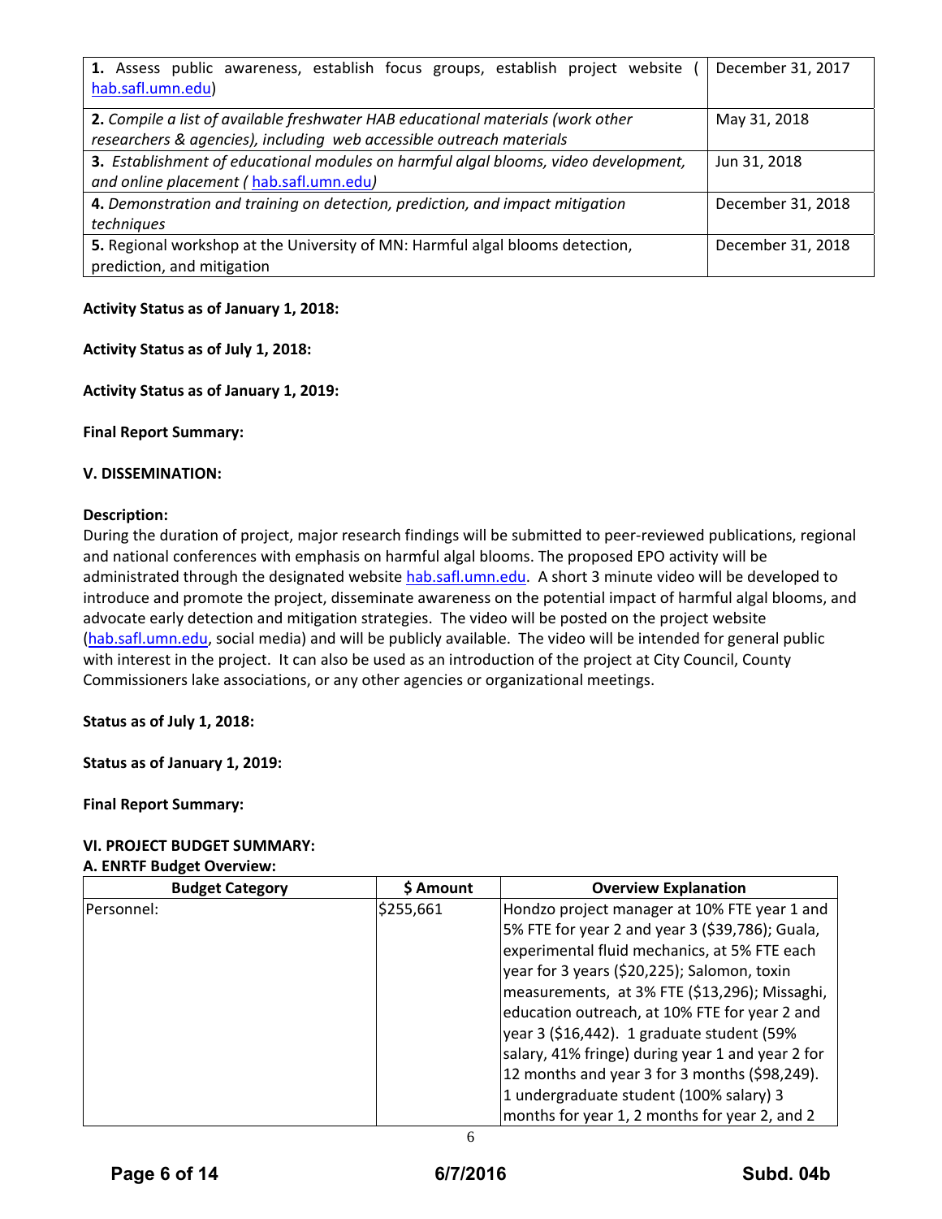| | |
|---|---|
| **1.** Assess public awareness, establish focus groups, establish project website ( hab.safl.umn.edu) | December 31, 2017 |
| **2.** *Compile a list of available freshwater HAB educational materials (work other researchers & agencies), including web accessible outreach materials* | May 31, 2018 |
| **3.** *Establishment of educational modules on harmful algal blooms, video development, and online placement ( hab.safl.umn.edu)* | Jun 31, 2018 |
| **4.** *Demonstration and training on detection, prediction, and impact mitigation techniques* | December 31, 2018 |
| **5.** Regional workshop at the University of MN: Harmful algal blooms detection, prediction, and mitigation | December 31, 2018 |

**Activity Status as of January 1, 2018:**

**Activity Status as of July 1, 2018:**

**Activity Status as of January 1, 2019:**

**Final Report Summary:**

**V. DISSEMINATION:**

**Description:**
During the duration of project, major research findings will be submitted to peer-reviewed publications, regional and national conferences with emphasis on harmful algal blooms. The proposed EPO activity will be administrated through the designated website hab.safl.umn.edu. A short 3 minute video will be developed to introduce and promote the project, disseminate awareness on the potential impact of harmful algal blooms, and advocate early detection and mitigation strategies. The video will be posted on the project website (hab.safl.umn.edu, social media) and will be publicly available. The video will be intended for general public with interest in the project. It can also be used as an introduction of the project at City Council, County Commissioners lake associations, or any other agencies or organizational meetings.

**Status as of July 1, 2018:**

**Status as of January 1, 2019:**

**Final Report Summary:**

**VI. PROJECT BUDGET SUMMARY:**

**A. ENRTF Budget Overview:**

| Budget Category | $ Amount | Overview Explanation |
|---|---|---|
| Personnel: | $255,661 | Hondzo project manager at 10% FTE year 1 and 5% FTE for year 2 and year 3 ($39,786); Guala, experimental fluid mechanics, at 5% FTE each year for 3 years ($20,225); Salomon, toxin measurements, at 3% FTE ($13,296); Missaghi, education outreach, at 10% FTE for year 2 and year 3 ($16,442). 1 graduate student (59% salary, 41% fringe) during year 1 and year 2 for 12 months and year 3 for 3 months ($98,249). 1 undergraduate student (100% salary) 3 months for year 1, 2 months for year 2, and 2 |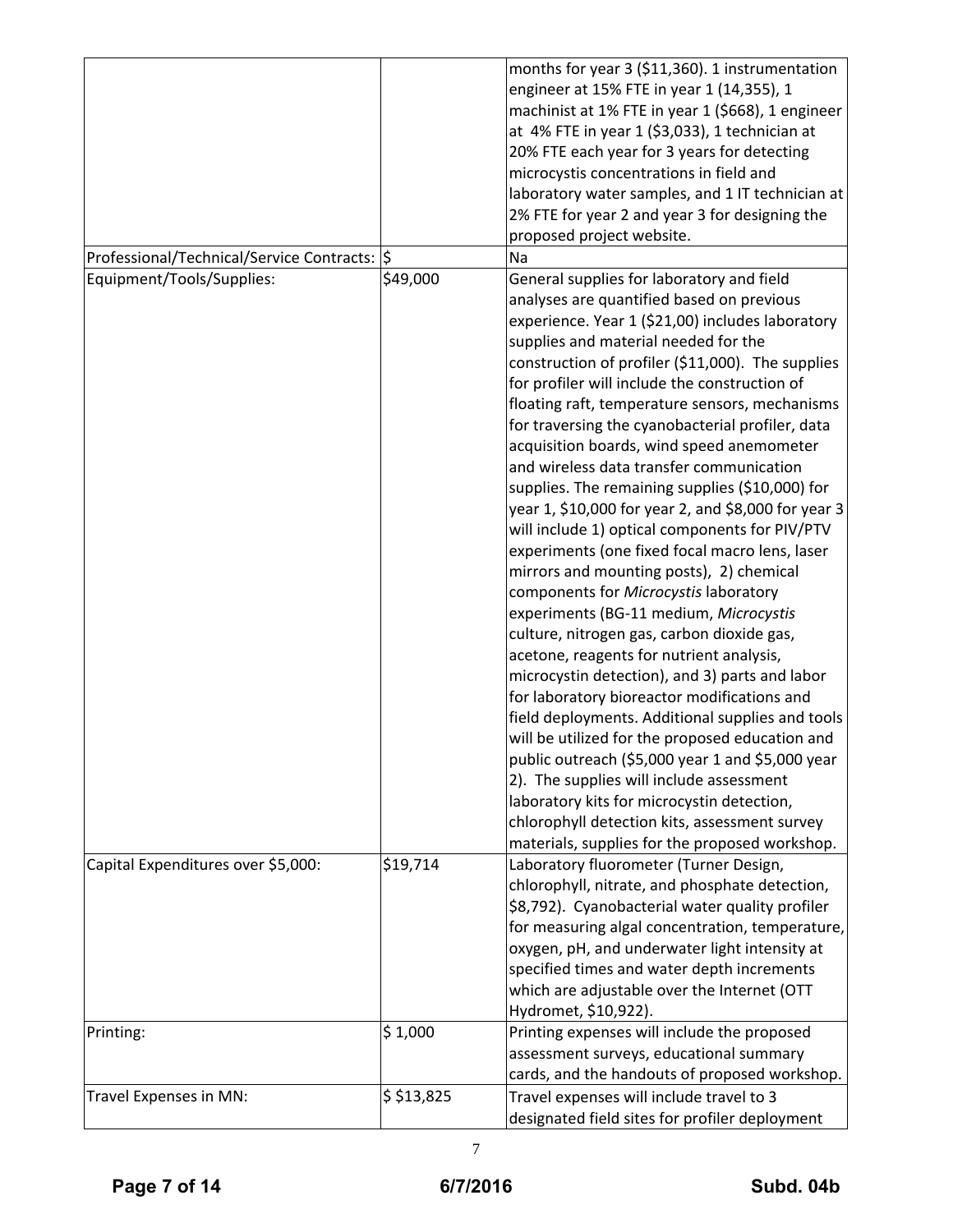| | | |
|---|---|---|
| | | months for year 3 ($11,360). 1 instrumentation engineer at 15% FTE in year 1 (14,355), 1 machinist at 1% FTE in year 1 ($668), 1 engineer at 4% FTE in year 1 ($3,033), 1 technician at 20% FTE each year for 3 years for detecting microcystis concentrations in field and laboratory water samples, and 1 IT technician at 2% FTE for year 2 and year 3 for designing the proposed project website. |
| Professional/Technical/Service Contracts: | $ | Na |
| Equipment/Tools/Supplies: | $49,000 | General supplies for laboratory and field analyses are quantified based on previous experience. Year 1 ($21,00) includes laboratory supplies and material needed for the construction of profiler ($11,000). The supplies for profiler will include the construction of floating raft, temperature sensors, mechanisms for traversing the cyanobacterial profiler, data acquisition boards, wind speed anemometer and wireless data transfer communication supplies. The remaining supplies ($10,000) for year 1, $10,000 for year 2, and $8,000 for year 3 will include 1) optical components for PIV/PTV experiments (one fixed focal macro lens, laser mirrors and mounting posts), 2) chemical components for *Microcystis* laboratory experiments (BG-11 medium, *Microcystis* culture, nitrogen gas, carbon dioxide gas, acetone, reagents for nutrient analysis, microcystin detection), and 3) parts and labor for laboratory bioreactor modifications and field deployments. Additional supplies and tools will be utilized for the proposed education and public outreach ($5,000 year 1 and $5,000 year 2). The supplies will include assessment laboratory kits for microcystin detection, chlorophyll detection kits, assessment survey materials, supplies for the proposed workshop. |
| Capital Expenditures over $5,000: | $19,714 | Laboratory fluorometer (Turner Design, chlorophyll, nitrate, and phosphate detection, $8,792). Cyanobacterial water quality profiler for measuring algal concentration, temperature, oxygen, pH, and underwater light intensity at specified times and water depth increments which are adjustable over the Internet (OTT Hydromet, $10,922). |
| Printing: | $ 1,000 | Printing expenses will include the proposed assessment surveys, educational summary cards, and the handouts of proposed workshop. |
| Travel Expenses in MN: | $ $13,825 | Travel expenses will include travel to 3 designated field sites for profiler deployment |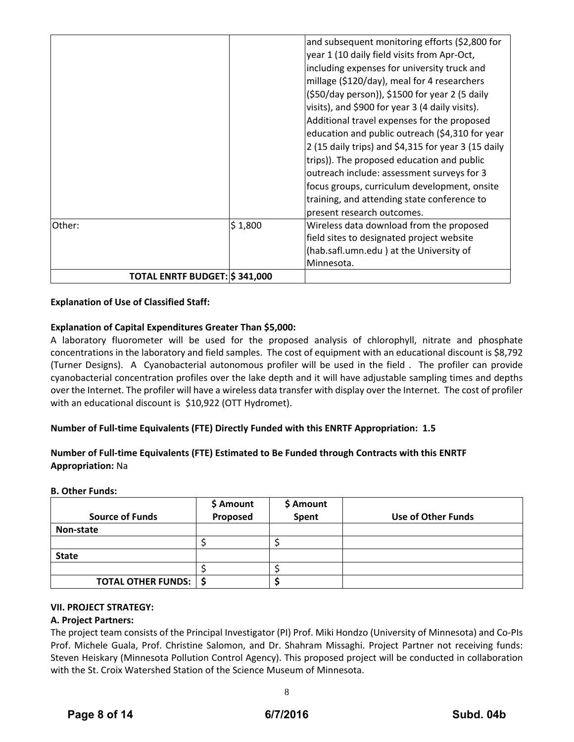| | | |
|---|---|---|
| | | and subsequent monitoring efforts ($2,800 for year 1 (10 daily field visits from Apr-Oct, including expenses for university truck and millage ($120/day), meal for 4 researchers ($50/day person)), $1500 for year 2 (5 daily visits), and $900 for year 3 (4 daily visits). Additional travel expenses for the proposed education and public outreach ($4,310 for year 2 (15 daily trips) and $4,315 for year 3 (15 daily trips)). The proposed education and public outreach include: assessment surveys for 3 focus groups, curriculum development, onsite training, and attending state conference to present research outcomes. |
| Other: | $ 1,800 | Wireless data download from the proposed field sites to designated project website (hab.safl.umn.edu ) at the University of Minnesota. |
| **TOTAL ENRTF BUDGET:** | **$ 341,000** | |

**Explanation of Use of Classified Staff:**

**Explanation of Capital Expenditures Greater Than $5,000:**
A laboratory fluorometer will be used for the proposed analysis of chlorophyll, nitrate and phosphate concentrations in the laboratory and field samples. The cost of equipment with an educational discount is $8,792 (Turner Designs). A Cyanobacterial autonomous profiler will be used in the field . The profiler can provide cyanobacterial concentration profiles over the lake depth and it will have adjustable sampling times and depths over the Internet. The profiler will have a wireless data transfer with display over the Internet. The cost of profiler with an educational discount is $10,922 (OTT Hydromet).

**Number of Full-time Equivalents (FTE) Directly Funded with this ENRTF Appropriation: 1.5**

**Number of Full-time Equivalents (FTE) Estimated to Be Funded through Contracts with this ENRTF Appropriation:** Na

**B. Other Funds:**

| Source of Funds | $ Amount Proposed | $ Amount Spent | Use of Other Funds |
|---|---|---|---|
| **Non-state** | | | |
| | $ | $ | |
| **State** | | | |
| | $ | $ | |
| **TOTAL OTHER FUNDS:** | **$** | **$** | |

**VII. PROJECT STRATEGY:**

**A. Project Partners:**
The project team consists of the Principal Investigator (PI) Prof. Miki Hondzo (University of Minnesota) and Co-PIs Prof. Michele Guala, Prof. Christine Salomon, and Dr. Shahram Missaghi. Project Partner not receiving funds: Steven Heiskary (Minnesota Pollution Control Agency). This proposed project will be conducted in collaboration with the St. Croix Watershed Station of the Science Museum of Minnesota.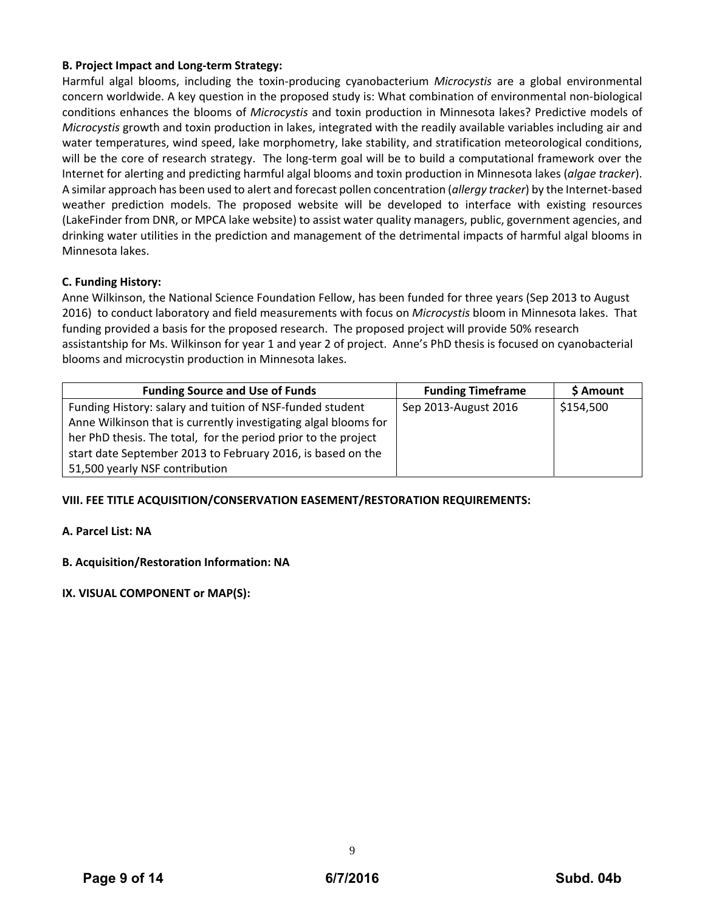**B. Project Impact and Long-term Strategy:**

Harmful algal blooms, including the toxin-producing cyanobacterium *Microcystis* are a global environmental concern worldwide. A key question in the proposed study is: What combination of environmental non-biological conditions enhances the blooms of *Microcystis* and toxin production in Minnesota lakes? Predictive models of *Microcystis* growth and toxin production in lakes, integrated with the readily available variables including air and water temperatures, wind speed, lake morphometry, lake stability, and stratification meteorological conditions, will be the core of research strategy. The long-term goal will be to build a computational framework over the Internet for alerting and predicting harmful algal blooms and toxin production in Minnesota lakes (*algae tracker*). A similar approach has been used to alert and forecast pollen concentration (*allergy tracker*) by the Internet-based weather prediction models. The proposed website will be developed to interface with existing resources (LakeFinder from DNR, or MPCA lake website) to assist water quality managers, public, government agencies, and drinking water utilities in the prediction and management of the detrimental impacts of harmful algal blooms in Minnesota lakes.

**C. Funding History:**

Anne Wilkinson, the National Science Foundation Fellow, has been funded for three years (Sep 2013 to August 2016) to conduct laboratory and field measurements with focus on *Microcystis* bloom in Minnesota lakes. That funding provided a basis for the proposed research. The proposed project will provide 50% research assistantship for Ms. Wilkinson for year 1 and year 2 of project. Anne's PhD thesis is focused on cyanobacterial blooms and microcystin production in Minnesota lakes.

| Funding Source and Use of Funds | Funding Timeframe | $ Amount |
|---|---|---|
| Funding History: salary and tuition of NSF-funded student Anne Wilkinson that is currently investigating algal blooms for her PhD thesis. The total, for the period prior to the project start date September 2013 to February 2016, is based on the 51,500 yearly NSF contribution | Sep 2013-August 2016 | $154,500 |

**VIII. FEE TITLE ACQUISITION/CONSERVATION EASEMENT/RESTORATION REQUIREMENTS:**

**A. Parcel List: NA**

**B. Acquisition/Restoration Information: NA**

**IX. VISUAL COMPONENT or MAP(S):**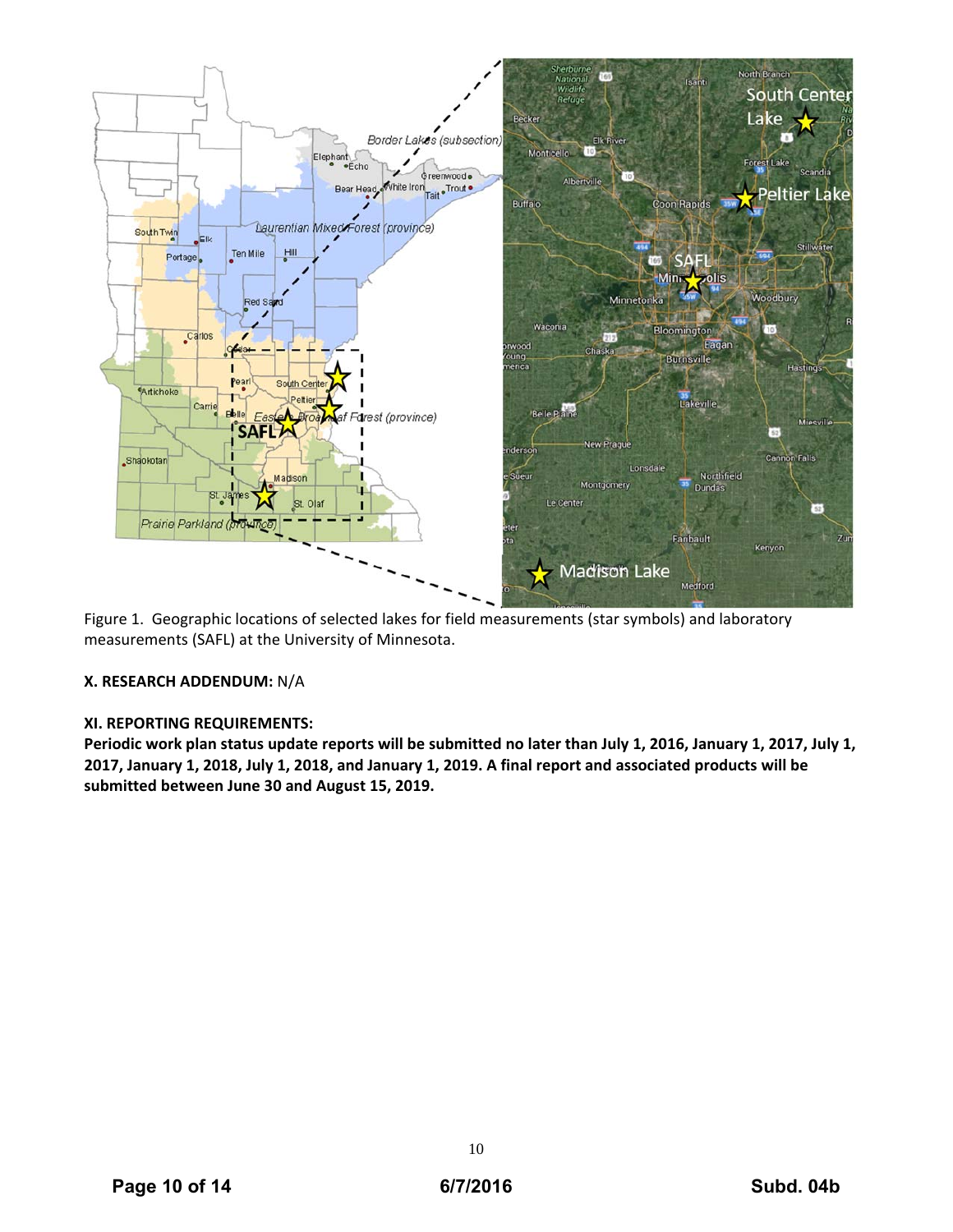Figure 1. Geographic locations of selected lakes for field measurements (star symbols) and laboratory measurements (SAFL) at the University of Minnesota.

**X. RESEARCH ADDENDUM:** N/A

**XI. REPORTING REQUIREMENTS:**

**Periodic work plan status update reports will be submitted no later than July 1, 2016, January 1, 2017, July 1, 2017, January 1, 2018, July 1, 2018, and January 1, 2019. A final report and associated products will be submitted between June 30 and August 15, 2019.**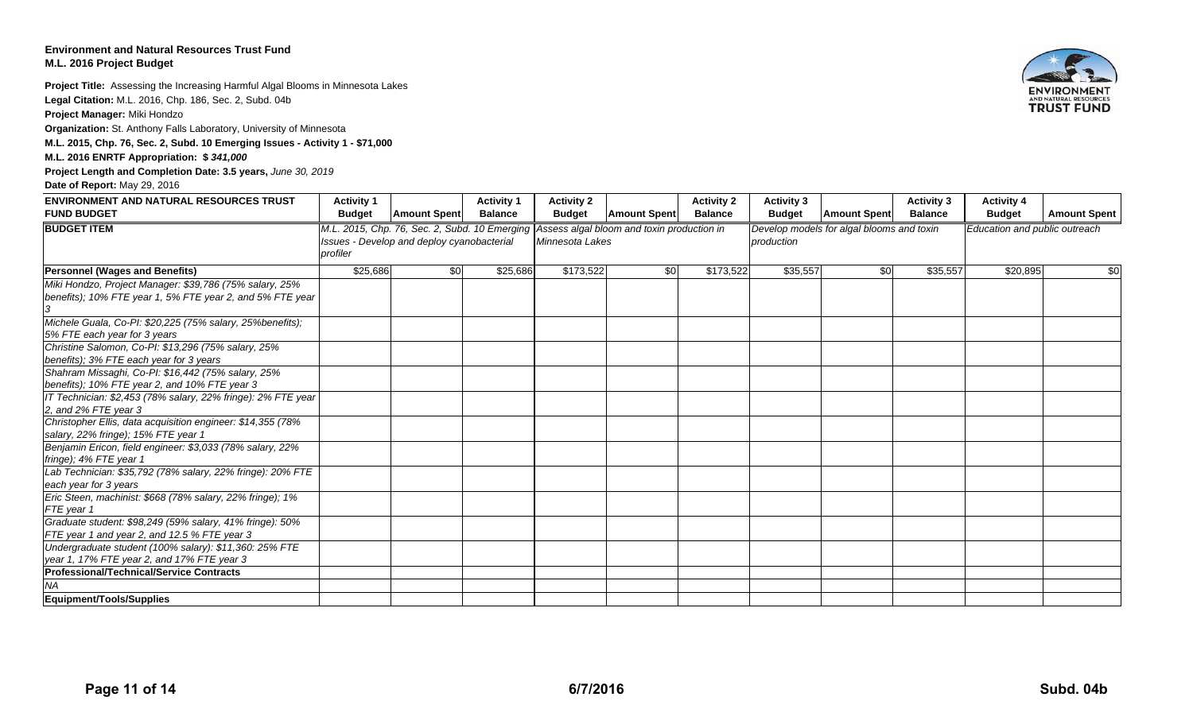**Environment and Natural Resources Trust Fund**
**M.L. 2016 Project Budget**

**Project Title:** Assessing the Increasing Harmful Algal Blooms in Minnesota Lakes

**Legal Citation:** M.L. 2016, Chp. 186, Sec. 2, Subd. 04b

**Project Manager:** Miki Hondzo

**Organization:** St. Anthony Falls Laboratory, University of Minnesota

**M.L. 2015, Chp. 76, Sec. 2, Subd. 10 Emerging Issues - Activity 1 - $71,000**

**M.L. 2016 ENRTF Appropriation: $ *341,000***

**Project Length and Completion Date: 3.5 years,** *June 30, 2019*

**Date of Report:** May 29, 2016

| ENVIRONMENT AND NATURAL RESOURCES TRUST FUND BUDGET | Activity 1 Budget | Amount Spent | Activity 1 Balance | Activity 2 Budget | Amount Spent | Activity 2 Balance | Activity 3 Budget | Amount Spent | Activity 3 Balance | Activity 4 Budget | Amount Spent |
|---|---|---|---|---|---|---|---|---|---|---|---|
| **BUDGET ITEM** | *M.L. 2015, Chp. 76, Sec. 2, Subd. 10 Emerging Issues - Develop and deploy cyanobacterial profiler* | | | *Assess algal bloom and toxin production in Minnesota Lakes* | | | *Develop models for algal blooms and toxin production* | | | *Education and public outreach* | |
| **Personnel (Wages and Benefits)** | $25,686 | $0 | $25,686 | $173,522 | $0 | $173,522 | $35,557 | $0 | $35,557 | $20,895 | $0 |
| *Miki Hondzo, Project Manager: $39,786 (75% salary, 25% benefits); 10% FTE year 1, 5% FTE year 2, and 5% FTE year 3* | | | | | | | | | | | |
| *Michele Guala, Co-PI: $20,225 (75% salary, 25%benefits); 5% FTE each year for 3 years* | | | | | | | | | | | |
| *Christine Salomon, Co-PI: $13,296 (75% salary, 25% benefits); 3% FTE each year for 3 years* | | | | | | | | | | | |
| *Shahram Missaghi, Co-PI: $16,442 (75% salary, 25% benefits); 10% FTE year 2, and 10% FTE year 3* | | | | | | | | | | | |
| *IT Technician: $2,453 (78% salary, 22% fringe): 2% FTE year 2, and 2% FTE year 3* | | | | | | | | | | | |
| *Christopher Ellis, data acquisition engineer: $14,355 (78% salary, 22% fringe); 15% FTE year 1* | | | | | | | | | | | |
| *Benjamin Ericon, field engineer: $3,033 (78% salary, 22% fringe); 4% FTE year 1* | | | | | | | | | | | |
| *Lab Technician: $35,792 (78% salary, 22% fringe): 20% FTE each year for 3 years* | | | | | | | | | | | |
| *Eric Steen, machinist: $668 (78% salary, 22% fringe); 1% FTE year 1* | | | | | | | | | | | |
| *Graduate student: $98,249 (59% salary, 41% fringe): 50% FTE year 1 and year 2, and 12.5 % FTE year 3* | | | | | | | | | | | |
| *Undergraduate student (100% salary): $11,360: 25% FTE year 1, 17% FTE year 2, and 17% FTE year 3* | | | | | | | | | | | |
| **Professional/Technical/Service Contracts** | | | | | | | | | | | |
| *NA* | | | | | | | | | | | |
| **Equipment/Tools/Supplies** | | | | | | | | | | | |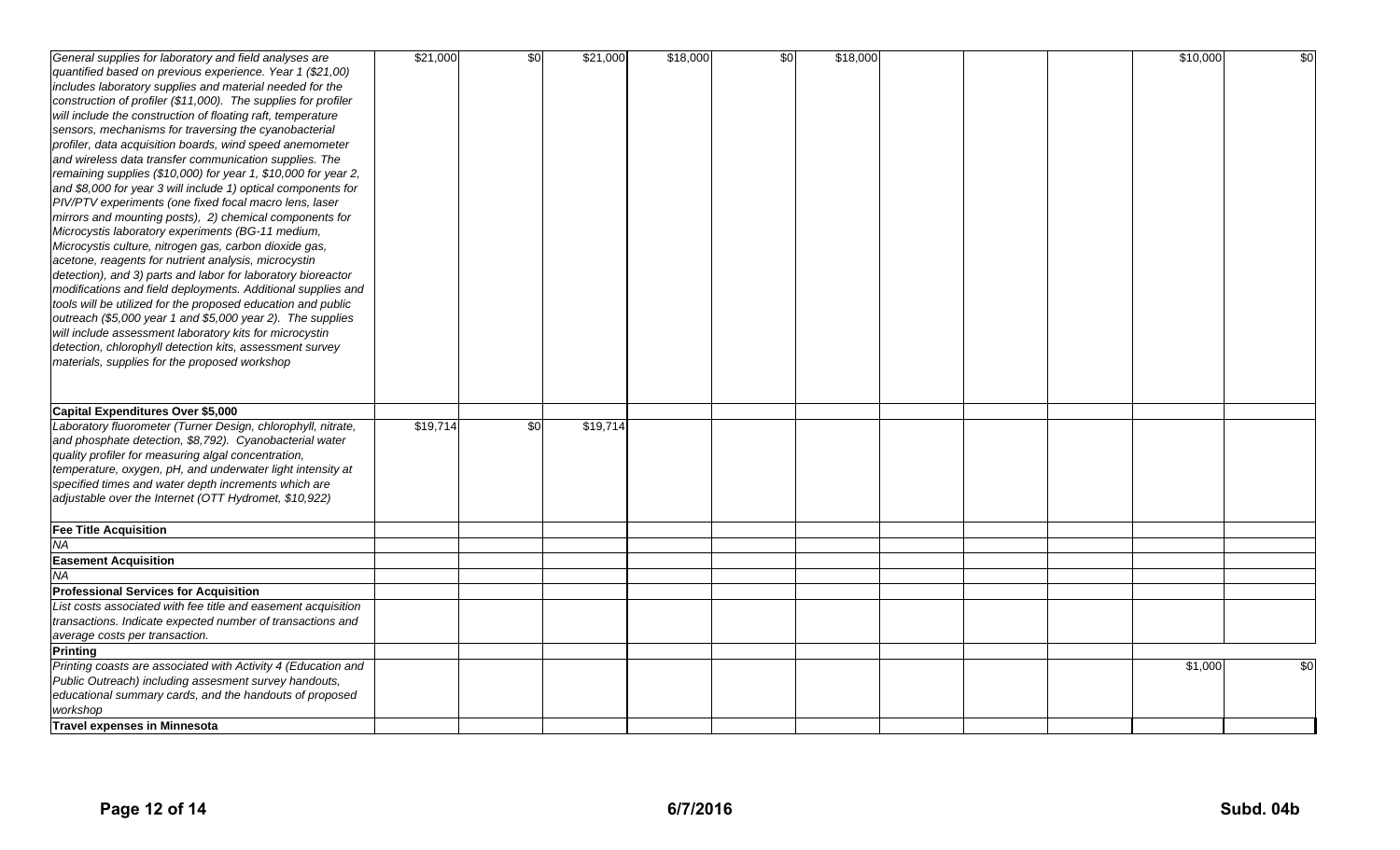| | | | | | | | | | | |
|---|---|---|---|---|---|---|---|---|---|---|
| *General supplies for laboratory and field analyses are quantified based on previous experience. Year 1 ($21,00) includes laboratory supplies and material needed for the construction of profiler ($11,000). The supplies for profiler will include the construction of floating raft, temperature sensors, mechanisms for traversing the cyanobacterial profiler, data acquisition boards, wind speed anemometer and wireless data transfer communication supplies. The remaining supplies ($10,000) for year 1, $10,000 for year 2, and $8,000 for year 3 will include 1) optical components for PIV/PTV experiments (one fixed focal macro lens, laser mirrors and mounting posts), 2) chemical components for Microcystis laboratory experiments (BG-11 medium, Microcystis culture, nitrogen gas, carbon dioxide gas, acetone, reagents for nutrient analysis, microcystin detection), and 3) parts and labor for laboratory bioreactor modifications and field deployments. Additional supplies and tools will be utilized for the proposed education and public outreach ($5,000 year 1 and $5,000 year 2). The supplies will include assessment laboratory kits for microcystin detection, chlorophyll detection kits, assessment survey materials, supplies for the proposed workshop* | $21,000 | $0 | $21,000 | $18,000 | $0 | $18,000 | | | | $10,000 | $0 |
| **Capital Expenditures Over $5,000** | | | | | | | | | | | |
| *Laboratory fluorometer (Turner Design, chlorophyll, nitrate, and phosphate detection, $8,792). Cyanobacterial water quality profiler for measuring algal concentration, temperature, oxygen, pH, and underwater light intensity at specified times and water depth increments which are adjustable over the Internet (OTT Hydromet, $10,922)* | $19,714 | $0 | $19,714 | | | | | | | | |
| **Fee Title Acquisition** | | | | | | | | | | | |
| *NA* | | | | | | | | | | | |
| **Easement Acquisition** | | | | | | | | | | | |
| *NA* | | | | | | | | | | | |
| **Professional Services for Acquisition** | | | | | | | | | | | |
| *List costs associated with fee title and easement acquisition transactions. Indicate expected number of transactions and average costs per transaction.* | | | | | | | | | | | |
| **Printing** | | | | | | | | | | | |
| *Printing coasts are associated with Activity 4 (Education and Public Outreach) including assesment survey handouts, educational summary cards, and the handouts of proposed workshop* | | | | | | | | | | $1,000 | $0 |
| **Travel expenses in Minnesota** | | | | | | | | | | | |

6/7/2016

Subd. 04b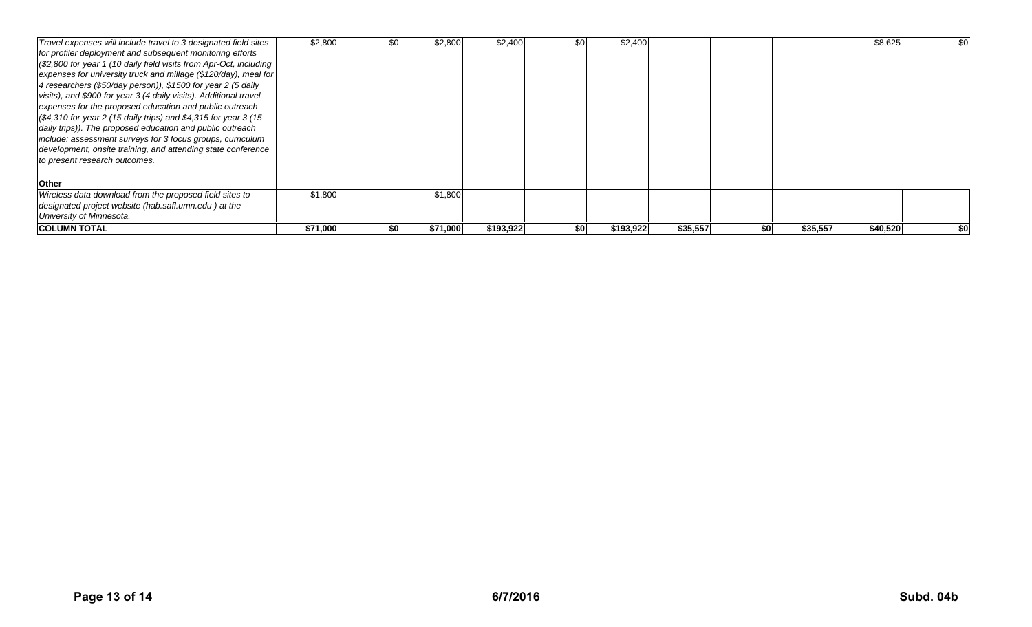| | | | | | | | | | | |
|---|---|---|---|---|---|---|---|---|---|---|
| *Travel expenses will include travel to 3 designated field sites for profiler deployment and subsequent monitoring efforts ($2,800 for year 1 (10 daily field visits from Apr-Oct, including expenses for university truck and millage ($120/day), meal for 4 researchers ($50/day person)), $1500 for year 2 (5 daily visits), and $900 for year 3 (4 daily visits). Additional travel expenses for the proposed education and public outreach ($4,310 for year 2 (15 daily trips) and $4,315 for year 3 (15 daily trips)). The proposed education and public outreach include: assessment surveys for 3 focus groups, curriculum development, onsite training, and attending state conference to present research outcomes.* | $2,800 | $0 | $2,800 | $2,400 | $0 | $2,400 | | | | $8,625 | $0 |
| **Other** | | | | | | | | | | | |
| *Wireless data download from the proposed field sites to designated project website (hab.safl.umn.edu ) at the University of Minnesota.* | $1,800 | | $1,800 | | | | | | | | |
| **COLUMN TOTAL** | **$71,000** | **$0** | **$71,000** | **$193,922** | **$0** | **$193,922** | **$35,557** | **$0** | **$35,557** | **$40,520** | **$0** |